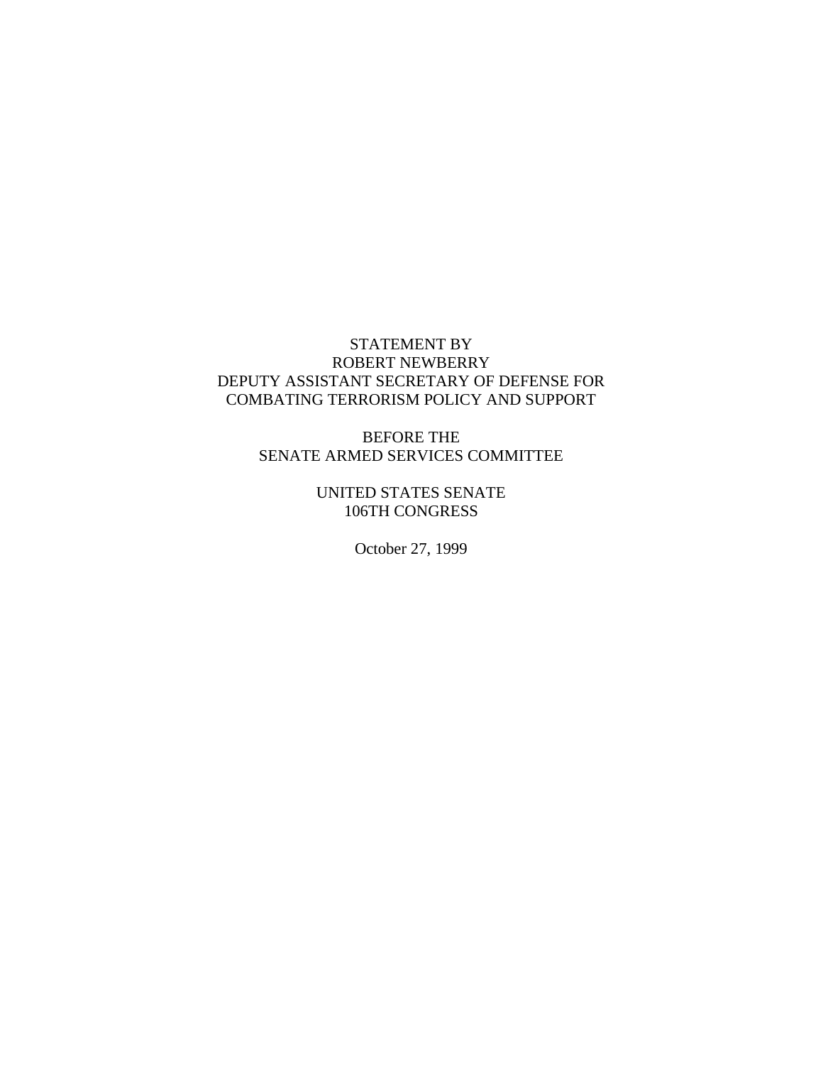STATEMENT BY
ROBERT NEWBERRY
DEPUTY ASSISTANT SECRETARY OF DEFENSE FOR
COMBATING TERRORISM POLICY AND SUPPORT

BEFORE THE
SENATE ARMED SERVICES COMMITTEE

UNITED STATES SENATE
106TH CONGRESS

October 27, 1999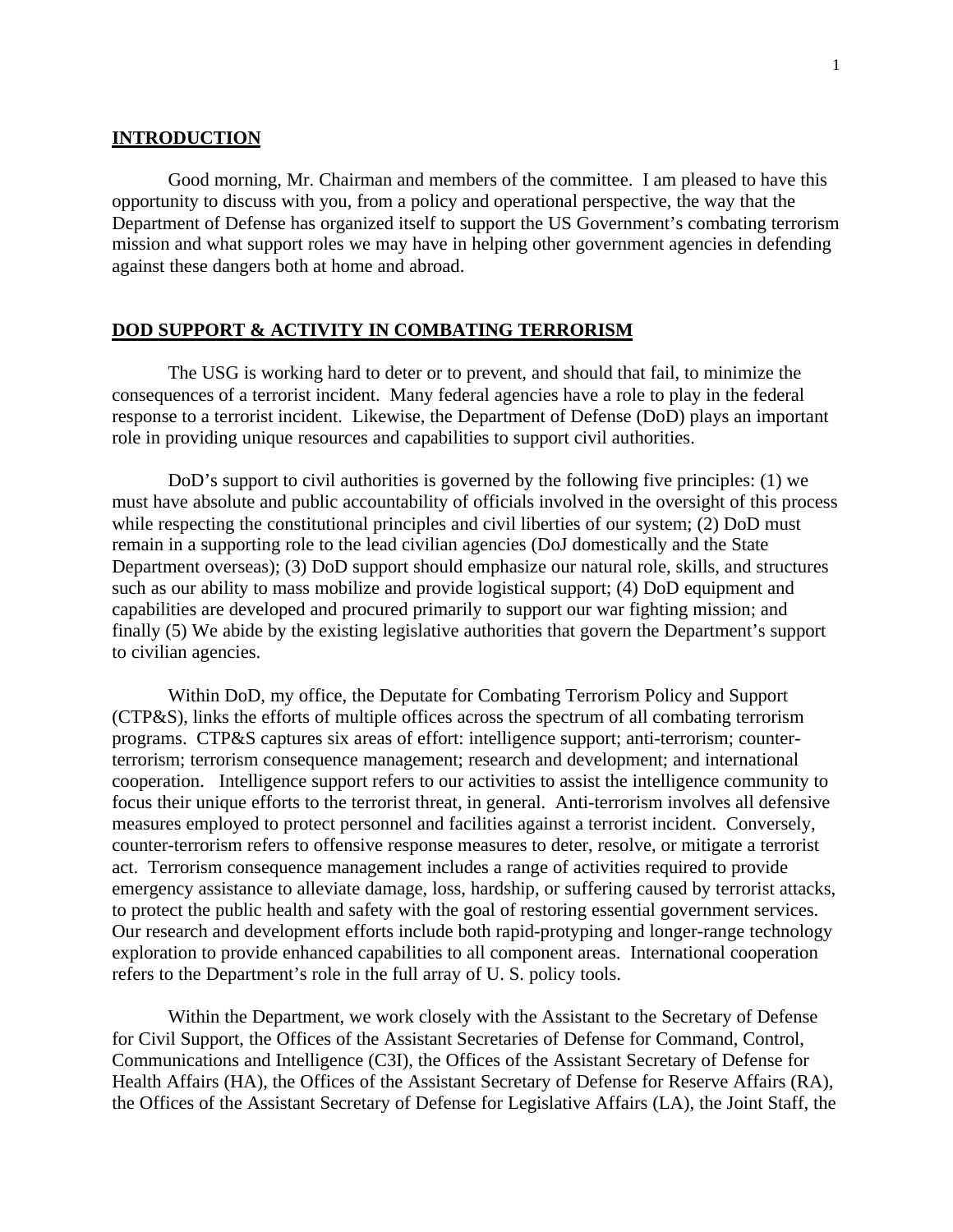## INTRODUCTION

Good morning, Mr. Chairman and members of the committee. I am pleased to have this opportunity to discuss with you, from a policy and operational perspective, the way that the Department of Defense has organized itself to support the US Government's combating terrorism mission and what support roles we may have in helping other government agencies in defending against these dangers both at home and abroad.

## DOD SUPPORT & ACTIVITY IN COMBATING TERRORISM

The USG is working hard to deter or to prevent, and should that fail, to minimize the consequences of a terrorist incident. Many federal agencies have a role to play in the federal response to a terrorist incident. Likewise, the Department of Defense (DoD) plays an important role in providing unique resources and capabilities to support civil authorities.

DoD's support to civil authorities is governed by the following five principles: (1) we must have absolute and public accountability of officials involved in the oversight of this process while respecting the constitutional principles and civil liberties of our system; (2) DoD must remain in a supporting role to the lead civilian agencies (DoJ domestically and the State Department overseas); (3) DoD support should emphasize our natural role, skills, and structures such as our ability to mass mobilize and provide logistical support; (4) DoD equipment and capabilities are developed and procured primarily to support our war fighting mission; and finally (5) We abide by the existing legislative authorities that govern the Department's support to civilian agencies.

Within DoD, my office, the Deputate for Combating Terrorism Policy and Support (CTP&S), links the efforts of multiple offices across the spectrum of all combating terrorism programs. CTP&S captures six areas of effort: intelligence support; anti-terrorism; counter-terrorism; terrorism consequence management; research and development; and international cooperation. Intelligence support refers to our activities to assist the intelligence community to focus their unique efforts to the terrorist threat, in general. Anti-terrorism involves all defensive measures employed to protect personnel and facilities against a terrorist incident. Conversely, counter-terrorism refers to offensive response measures to deter, resolve, or mitigate a terrorist act. Terrorism consequence management includes a range of activities required to provide emergency assistance to alleviate damage, loss, hardship, or suffering caused by terrorist attacks, to protect the public health and safety with the goal of restoring essential government services. Our research and development efforts include both rapid-protyping and longer-range technology exploration to provide enhanced capabilities to all component areas. International cooperation refers to the Department's role in the full array of U. S. policy tools.

Within the Department, we work closely with the Assistant to the Secretary of Defense for Civil Support, the Offices of the Assistant Secretaries of Defense for Command, Control, Communications and Intelligence (C3I), the Offices of the Assistant Secretary of Defense for Health Affairs (HA), the Offices of the Assistant Secretary of Defense for Reserve Affairs (RA), the Offices of the Assistant Secretary of Defense for Legislative Affairs (LA), the Joint Staff, the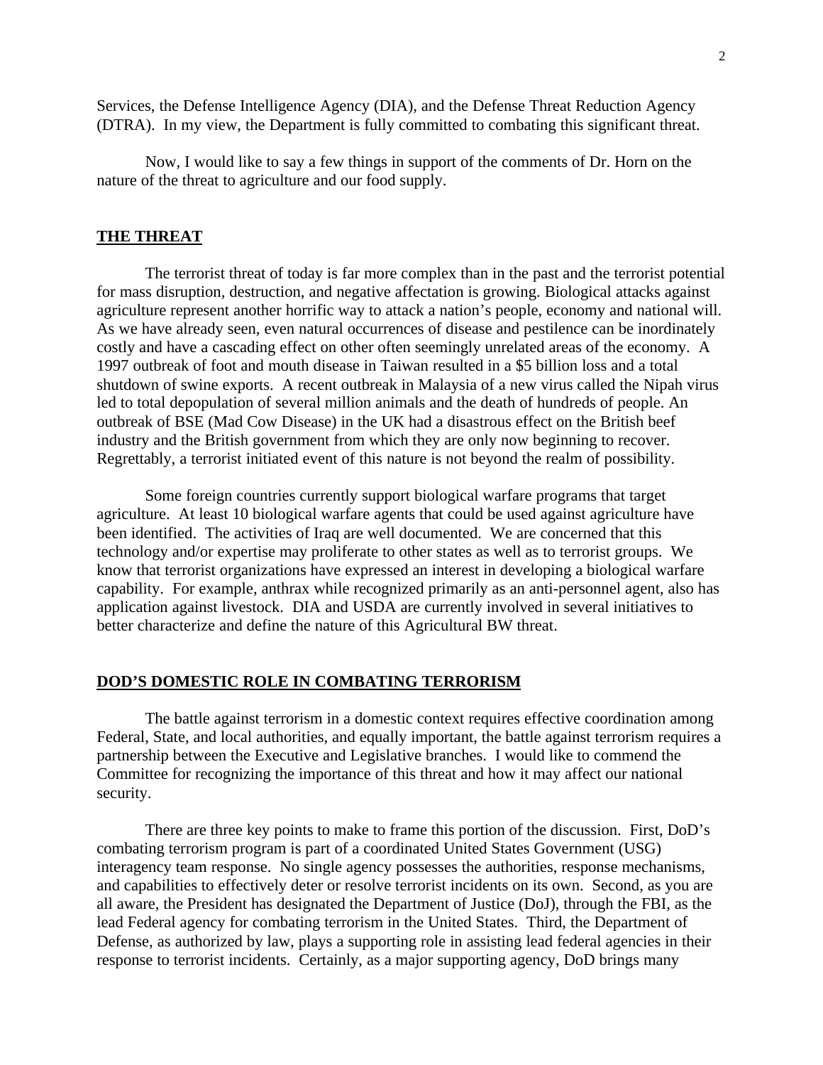Services, the Defense Intelligence Agency (DIA), and the Defense Threat Reduction Agency (DTRA). In my view, the Department is fully committed to combating this significant threat.

Now, I would like to say a few things in support of the comments of Dr. Horn on the nature of the threat to agriculture and our food supply.

## THE THREAT

The terrorist threat of today is far more complex than in the past and the terrorist potential for mass disruption, destruction, and negative affectation is growing. Biological attacks against agriculture represent another horrific way to attack a nation's people, economy and national will. As we have already seen, even natural occurrences of disease and pestilence can be inordinately costly and have a cascading effect on other often seemingly unrelated areas of the economy. A 1997 outbreak of foot and mouth disease in Taiwan resulted in a $5 billion loss and a total shutdown of swine exports. A recent outbreak in Malaysia of a new virus called the Nipah virus led to total depopulation of several million animals and the death of hundreds of people. An outbreak of BSE (Mad Cow Disease) in the UK had a disastrous effect on the British beef industry and the British government from which they are only now beginning to recover. Regrettably, a terrorist initiated event of this nature is not beyond the realm of possibility.

Some foreign countries currently support biological warfare programs that target agriculture. At least 10 biological warfare agents that could be used against agriculture have been identified. The activities of Iraq are well documented. We are concerned that this technology and/or expertise may proliferate to other states as well as to terrorist groups. We know that terrorist organizations have expressed an interest in developing a biological warfare capability. For example, anthrax while recognized primarily as an anti-personnel agent, also has application against livestock. DIA and USDA are currently involved in several initiatives to better characterize and define the nature of this Agricultural BW threat.

## DOD'S DOMESTIC ROLE IN COMBATING TERRORISM

The battle against terrorism in a domestic context requires effective coordination among Federal, State, and local authorities, and equally important, the battle against terrorism requires a partnership between the Executive and Legislative branches. I would like to commend the Committee for recognizing the importance of this threat and how it may affect our national security.

There are three key points to make to frame this portion of the discussion. First, DoD's combating terrorism program is part of a coordinated United States Government (USG) interagency team response. No single agency possesses the authorities, response mechanisms, and capabilities to effectively deter or resolve terrorist incidents on its own. Second, as you are all aware, the President has designated the Department of Justice (DoJ), through the FBI, as the lead Federal agency for combating terrorism in the United States. Third, the Department of Defense, as authorized by law, plays a supporting role in assisting lead federal agencies in their response to terrorist incidents. Certainly, as a major supporting agency, DoD brings many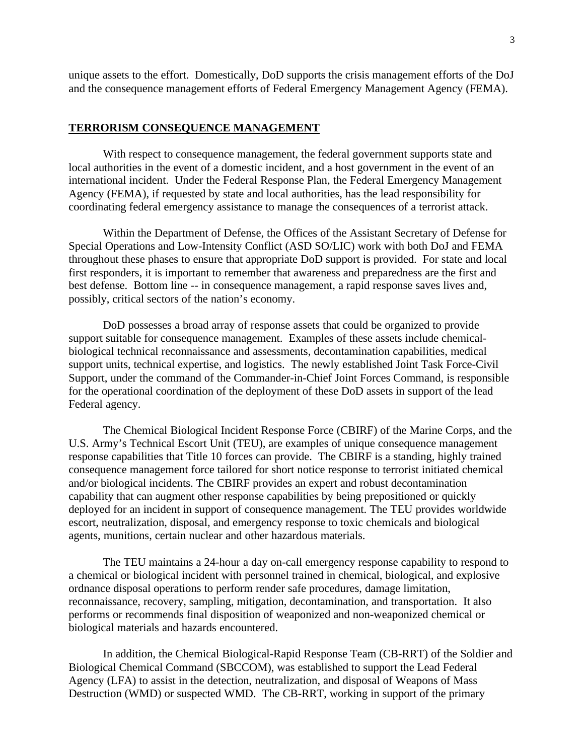unique assets to the effort. Domestically, DoD supports the crisis management efforts of the DoJ and the consequence management efforts of Federal Emergency Management Agency (FEMA).

## TERRORISM CONSEQUENCE MANAGEMENT

With respect to consequence management, the federal government supports state and local authorities in the event of a domestic incident, and a host government in the event of an international incident. Under the Federal Response Plan, the Federal Emergency Management Agency (FEMA), if requested by state and local authorities, has the lead responsibility for coordinating federal emergency assistance to manage the consequences of a terrorist attack.

Within the Department of Defense, the Offices of the Assistant Secretary of Defense for Special Operations and Low-Intensity Conflict (ASD SO/LIC) work with both DoJ and FEMA throughout these phases to ensure that appropriate DoD support is provided. For state and local first responders, it is important to remember that awareness and preparedness are the first and best defense. Bottom line -- in consequence management, a rapid response saves lives and, possibly, critical sectors of the nation's economy.

DoD possesses a broad array of response assets that could be organized to provide support suitable for consequence management. Examples of these assets include chemical-biological technical reconnaissance and assessments, decontamination capabilities, medical support units, technical expertise, and logistics. The newly established Joint Task Force-Civil Support, under the command of the Commander-in-Chief Joint Forces Command, is responsible for the operational coordination of the deployment of these DoD assets in support of the lead Federal agency.

The Chemical Biological Incident Response Force (CBIRF) of the Marine Corps, and the U.S. Army's Technical Escort Unit (TEU), are examples of unique consequence management response capabilities that Title 10 forces can provide. The CBIRF is a standing, highly trained consequence management force tailored for short notice response to terrorist initiated chemical and/or biological incidents. The CBIRF provides an expert and robust decontamination capability that can augment other response capabilities by being prepositioned or quickly deployed for an incident in support of consequence management. The TEU provides worldwide escort, neutralization, disposal, and emergency response to toxic chemicals and biological agents, munitions, certain nuclear and other hazardous materials.

The TEU maintains a 24-hour a day on-call emergency response capability to respond to a chemical or biological incident with personnel trained in chemical, biological, and explosive ordnance disposal operations to perform render safe procedures, damage limitation, reconnaissance, recovery, sampling, mitigation, decontamination, and transportation. It also performs or recommends final disposition of weaponized and non-weaponized chemical or biological materials and hazards encountered.

In addition, the Chemical Biological-Rapid Response Team (CB-RRT) of the Soldier and Biological Chemical Command (SBCCOM), was established to support the Lead Federal Agency (LFA) to assist in the detection, neutralization, and disposal of Weapons of Mass Destruction (WMD) or suspected WMD. The CB-RRT, working in support of the primary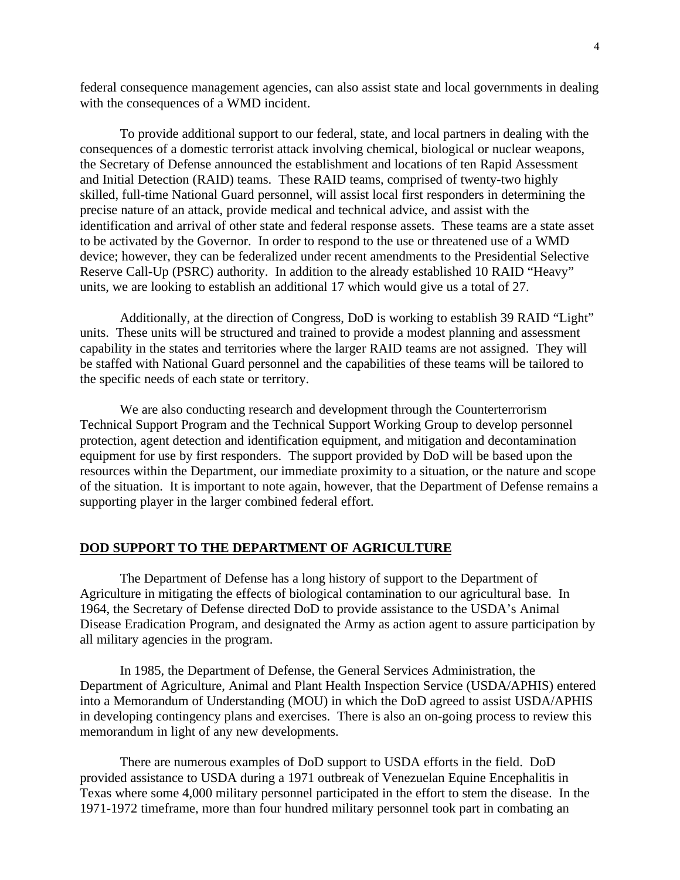federal consequence management agencies, can also assist state and local governments in dealing with the consequences of a WMD incident.

To provide additional support to our federal, state, and local partners in dealing with the consequences of a domestic terrorist attack involving chemical, biological or nuclear weapons, the Secretary of Defense announced the establishment and locations of ten Rapid Assessment and Initial Detection (RAID) teams. These RAID teams, comprised of twenty-two highly skilled, full-time National Guard personnel, will assist local first responders in determining the precise nature of an attack, provide medical and technical advice, and assist with the identification and arrival of other state and federal response assets. These teams are a state asset to be activated by the Governor. In order to respond to the use or threatened use of a WMD device; however, they can be federalized under recent amendments to the Presidential Selective Reserve Call-Up (PSRC) authority. In addition to the already established 10 RAID "Heavy" units, we are looking to establish an additional 17 which would give us a total of 27.

Additionally, at the direction of Congress, DoD is working to establish 39 RAID "Light" units. These units will be structured and trained to provide a modest planning and assessment capability in the states and territories where the larger RAID teams are not assigned. They will be staffed with National Guard personnel and the capabilities of these teams will be tailored to the specific needs of each state or territory.

We are also conducting research and development through the Counterterrorism Technical Support Program and the Technical Support Working Group to develop personnel protection, agent detection and identification equipment, and mitigation and decontamination equipment for use by first responders. The support provided by DoD will be based upon the resources within the Department, our immediate proximity to a situation, or the nature and scope of the situation. It is important to note again, however, that the Department of Defense remains a supporting player in the larger combined federal effort.

## DOD SUPPORT TO THE DEPARTMENT OF AGRICULTURE

The Department of Defense has a long history of support to the Department of Agriculture in mitigating the effects of biological contamination to our agricultural base. In 1964, the Secretary of Defense directed DoD to provide assistance to the USDA's Animal Disease Eradication Program, and designated the Army as action agent to assure participation by all military agencies in the program.

In 1985, the Department of Defense, the General Services Administration, the Department of Agriculture, Animal and Plant Health Inspection Service (USDA/APHIS) entered into a Memorandum of Understanding (MOU) in which the DoD agreed to assist USDA/APHIS in developing contingency plans and exercises. There is also an on-going process to review this memorandum in light of any new developments.

There are numerous examples of DoD support to USDA efforts in the field. DoD provided assistance to USDA during a 1971 outbreak of Venezuelan Equine Encephalitis in Texas where some 4,000 military personnel participated in the effort to stem the disease. In the 1971-1972 timeframe, more than four hundred military personnel took part in combating an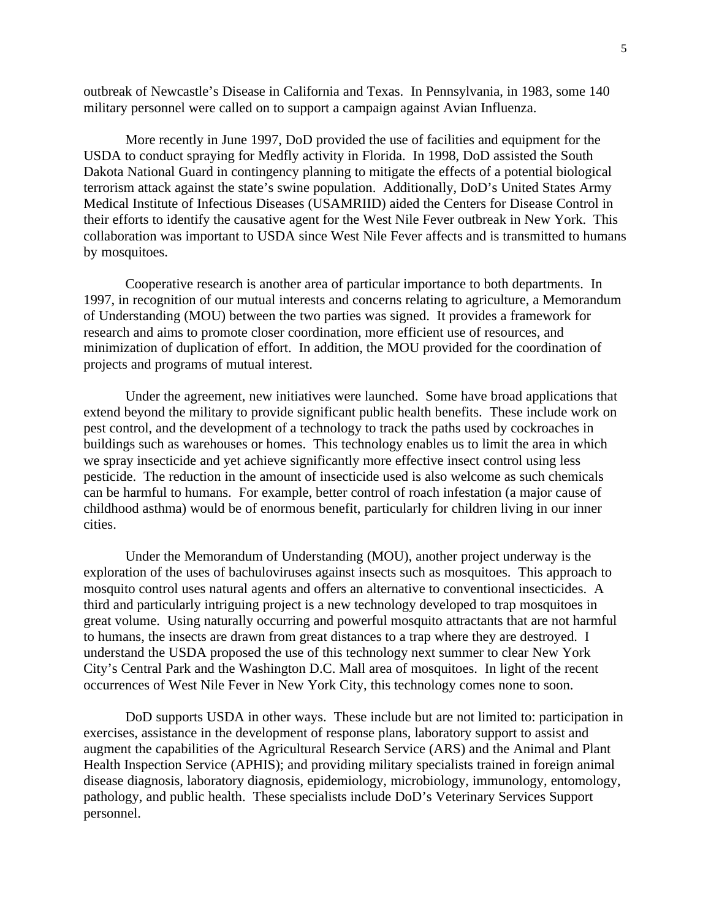outbreak of Newcastle's Disease in California and Texas. In Pennsylvania, in 1983, some 140 military personnel were called on to support a campaign against Avian Influenza.

More recently in June 1997, DoD provided the use of facilities and equipment for the USDA to conduct spraying for Medfly activity in Florida. In 1998, DoD assisted the South Dakota National Guard in contingency planning to mitigate the effects of a potential biological terrorism attack against the state's swine population. Additionally, DoD's United States Army Medical Institute of Infectious Diseases (USAMRIID) aided the Centers for Disease Control in their efforts to identify the causative agent for the West Nile Fever outbreak in New York. This collaboration was important to USDA since West Nile Fever affects and is transmitted to humans by mosquitoes.

Cooperative research is another area of particular importance to both departments. In 1997, in recognition of our mutual interests and concerns relating to agriculture, a Memorandum of Understanding (MOU) between the two parties was signed. It provides a framework for research and aims to promote closer coordination, more efficient use of resources, and minimization of duplication of effort. In addition, the MOU provided for the coordination of projects and programs of mutual interest.

Under the agreement, new initiatives were launched. Some have broad applications that extend beyond the military to provide significant public health benefits. These include work on pest control, and the development of a technology to track the paths used by cockroaches in buildings such as warehouses or homes. This technology enables us to limit the area in which we spray insecticide and yet achieve significantly more effective insect control using less pesticide. The reduction in the amount of insecticide used is also welcome as such chemicals can be harmful to humans. For example, better control of roach infestation (a major cause of childhood asthma) would be of enormous benefit, particularly for children living in our inner cities.

Under the Memorandum of Understanding (MOU), another project underway is the exploration of the uses of bachuloviruses against insects such as mosquitoes. This approach to mosquito control uses natural agents and offers an alternative to conventional insecticides. A third and particularly intriguing project is a new technology developed to trap mosquitoes in great volume. Using naturally occurring and powerful mosquito attractants that are not harmful to humans, the insects are drawn from great distances to a trap where they are destroyed. I understand the USDA proposed the use of this technology next summer to clear New York City's Central Park and the Washington D.C. Mall area of mosquitoes. In light of the recent occurrences of West Nile Fever in New York City, this technology comes none to soon.

DoD supports USDA in other ways. These include but are not limited to: participation in exercises, assistance in the development of response plans, laboratory support to assist and augment the capabilities of the Agricultural Research Service (ARS) and the Animal and Plant Health Inspection Service (APHIS); and providing military specialists trained in foreign animal disease diagnosis, laboratory diagnosis, epidemiology, microbiology, immunology, entomology, pathology, and public health. These specialists include DoD's Veterinary Services Support personnel.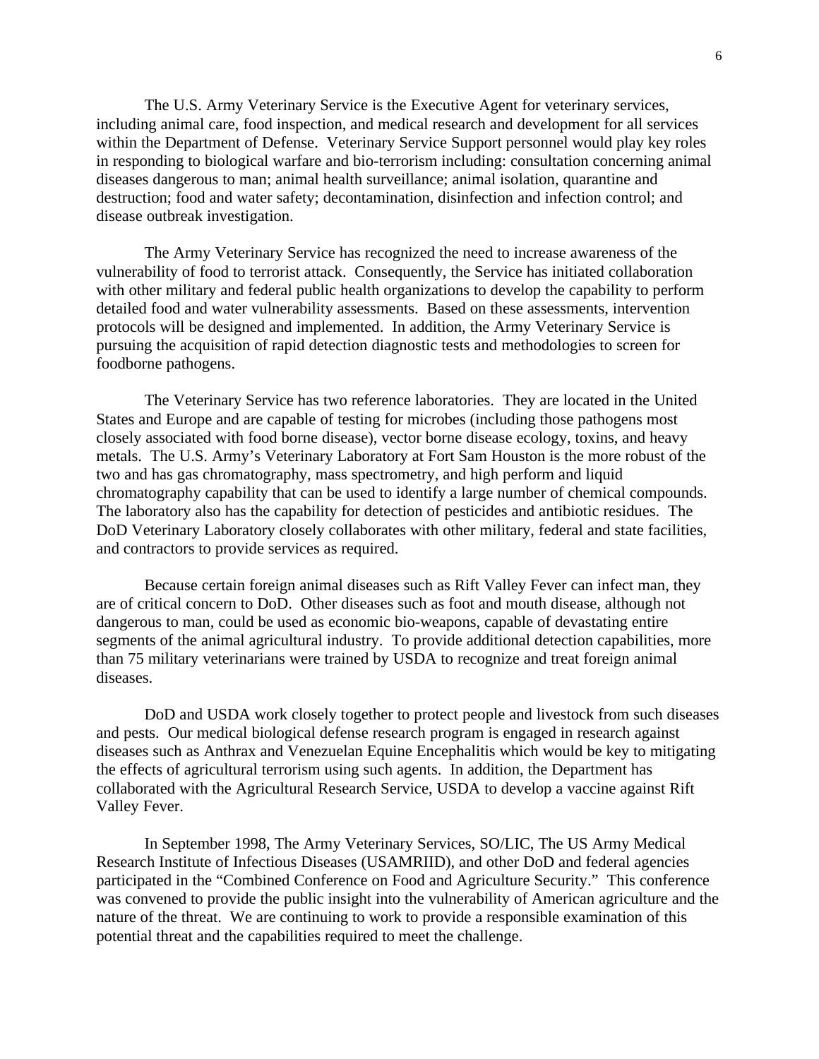The U.S. Army Veterinary Service is the Executive Agent for veterinary services, including animal care, food inspection, and medical research and development for all services within the Department of Defense. Veterinary Service Support personnel would play key roles in responding to biological warfare and bio-terrorism including: consultation concerning animal diseases dangerous to man; animal health surveillance; animal isolation, quarantine and destruction; food and water safety; decontamination, disinfection and infection control; and disease outbreak investigation.

The Army Veterinary Service has recognized the need to increase awareness of the vulnerability of food to terrorist attack. Consequently, the Service has initiated collaboration with other military and federal public health organizations to develop the capability to perform detailed food and water vulnerability assessments. Based on these assessments, intervention protocols will be designed and implemented. In addition, the Army Veterinary Service is pursuing the acquisition of rapid detection diagnostic tests and methodologies to screen for foodborne pathogens.

The Veterinary Service has two reference laboratories. They are located in the United States and Europe and are capable of testing for microbes (including those pathogens most closely associated with food borne disease), vector borne disease ecology, toxins, and heavy metals. The U.S. Army's Veterinary Laboratory at Fort Sam Houston is the more robust of the two and has gas chromatography, mass spectrometry, and high perform and liquid chromatography capability that can be used to identify a large number of chemical compounds. The laboratory also has the capability for detection of pesticides and antibiotic residues. The DoD Veterinary Laboratory closely collaborates with other military, federal and state facilities, and contractors to provide services as required.

Because certain foreign animal diseases such as Rift Valley Fever can infect man, they are of critical concern to DoD. Other diseases such as foot and mouth disease, although not dangerous to man, could be used as economic bio-weapons, capable of devastating entire segments of the animal agricultural industry. To provide additional detection capabilities, more than 75 military veterinarians were trained by USDA to recognize and treat foreign animal diseases.

DoD and USDA work closely together to protect people and livestock from such diseases and pests. Our medical biological defense research program is engaged in research against diseases such as Anthrax and Venezuelan Equine Encephalitis which would be key to mitigating the effects of agricultural terrorism using such agents. In addition, the Department has collaborated with the Agricultural Research Service, USDA to develop a vaccine against Rift Valley Fever.

In September 1998, The Army Veterinary Services, SO/LIC, The US Army Medical Research Institute of Infectious Diseases (USAMRIID), and other DoD and federal agencies participated in the "Combined Conference on Food and Agriculture Security." This conference was convened to provide the public insight into the vulnerability of American agriculture and the nature of the threat. We are continuing to work to provide a responsible examination of this potential threat and the capabilities required to meet the challenge.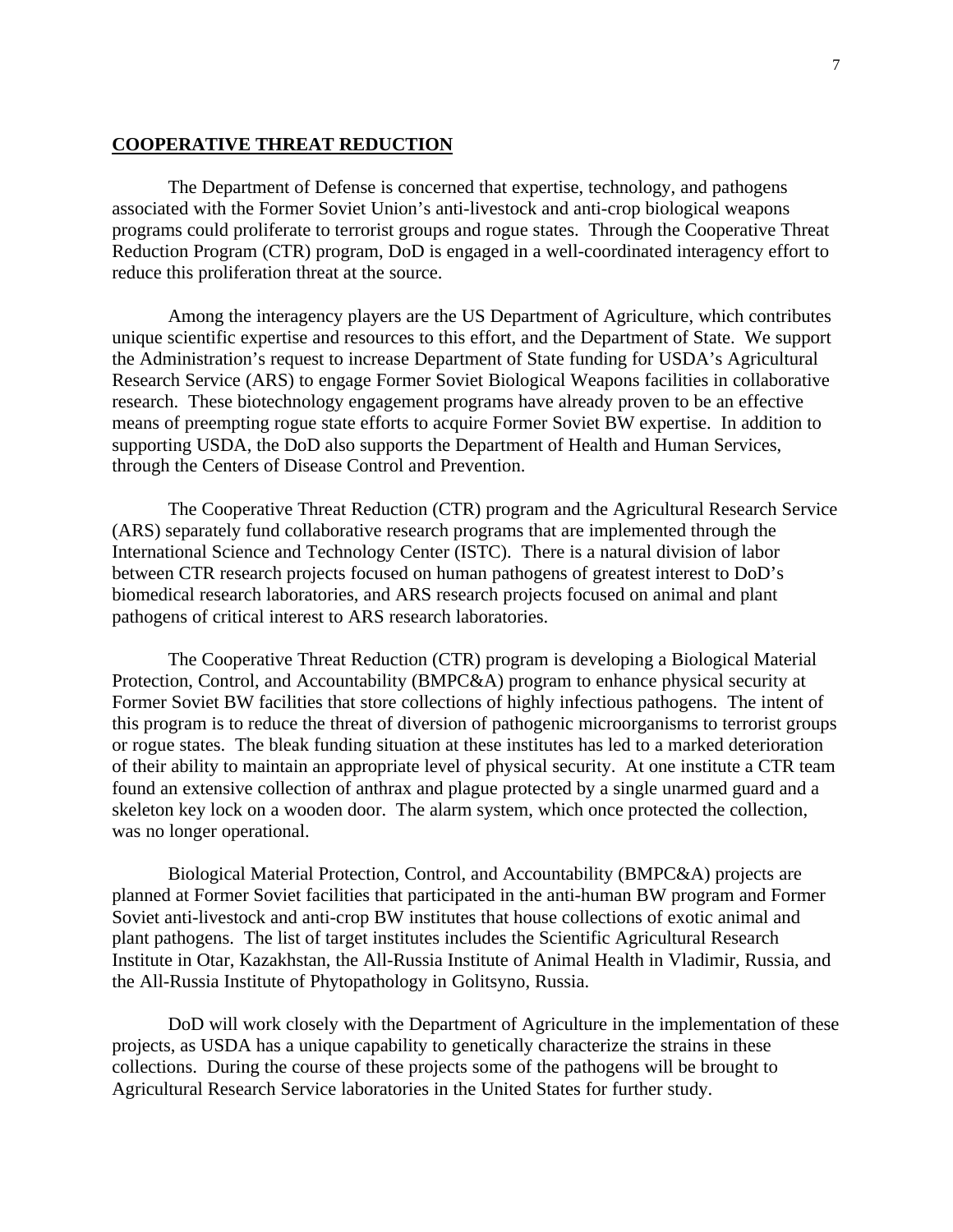## COOPERATIVE THREAT REDUCTION

The Department of Defense is concerned that expertise, technology, and pathogens associated with the Former Soviet Union's anti-livestock and anti-crop biological weapons programs could proliferate to terrorist groups and rogue states. Through the Cooperative Threat Reduction Program (CTR) program, DoD is engaged in a well-coordinated interagency effort to reduce this proliferation threat at the source.

Among the interagency players are the US Department of Agriculture, which contributes unique scientific expertise and resources to this effort, and the Department of State. We support the Administration's request to increase Department of State funding for USDA's Agricultural Research Service (ARS) to engage Former Soviet Biological Weapons facilities in collaborative research. These biotechnology engagement programs have already proven to be an effective means of preempting rogue state efforts to acquire Former Soviet BW expertise. In addition to supporting USDA, the DoD also supports the Department of Health and Human Services, through the Centers of Disease Control and Prevention.

The Cooperative Threat Reduction (CTR) program and the Agricultural Research Service (ARS) separately fund collaborative research programs that are implemented through the International Science and Technology Center (ISTC). There is a natural division of labor between CTR research projects focused on human pathogens of greatest interest to DoD's biomedical research laboratories, and ARS research projects focused on animal and plant pathogens of critical interest to ARS research laboratories.

The Cooperative Threat Reduction (CTR) program is developing a Biological Material Protection, Control, and Accountability (BMPC&A) program to enhance physical security at Former Soviet BW facilities that store collections of highly infectious pathogens. The intent of this program is to reduce the threat of diversion of pathogenic microorganisms to terrorist groups or rogue states. The bleak funding situation at these institutes has led to a marked deterioration of their ability to maintain an appropriate level of physical security. At one institute a CTR team found an extensive collection of anthrax and plague protected by a single unarmed guard and a skeleton key lock on a wooden door. The alarm system, which once protected the collection, was no longer operational.

Biological Material Protection, Control, and Accountability (BMPC&A) projects are planned at Former Soviet facilities that participated in the anti-human BW program and Former Soviet anti-livestock and anti-crop BW institutes that house collections of exotic animal and plant pathogens. The list of target institutes includes the Scientific Agricultural Research Institute in Otar, Kazakhstan, the All-Russia Institute of Animal Health in Vladimir, Russia, and the All-Russia Institute of Phytopathology in Golitsyno, Russia.

DoD will work closely with the Department of Agriculture in the implementation of these projects, as USDA has a unique capability to genetically characterize the strains in these collections. During the course of these projects some of the pathogens will be brought to Agricultural Research Service laboratories in the United States for further study.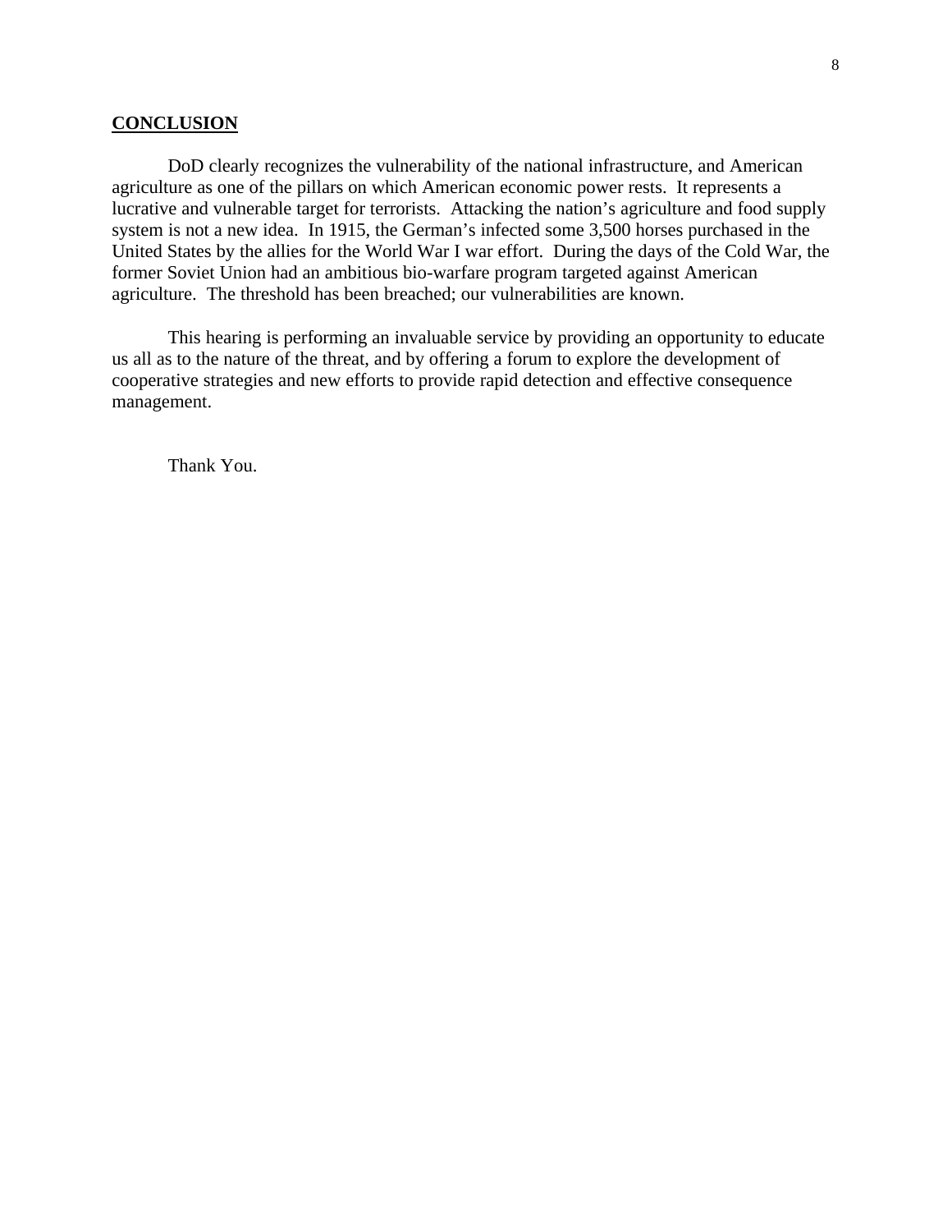## **CONCLUSION**

DoD clearly recognizes the vulnerability of the national infrastructure, and American agriculture as one of the pillars on which American economic power rests. It represents a lucrative and vulnerable target for terrorists. Attacking the nation's agriculture and food supply system is not a new idea. In 1915, the German's infected some 3,500 horses purchased in the United States by the allies for the World War I war effort. During the days of the Cold War, the former Soviet Union had an ambitious bio-warfare program targeted against American agriculture. The threshold has been breached; our vulnerabilities are known.

This hearing is performing an invaluable service by providing an opportunity to educate us all as to the nature of the threat, and by offering a forum to explore the development of cooperative strategies and new efforts to provide rapid detection and effective consequence management.

Thank You.